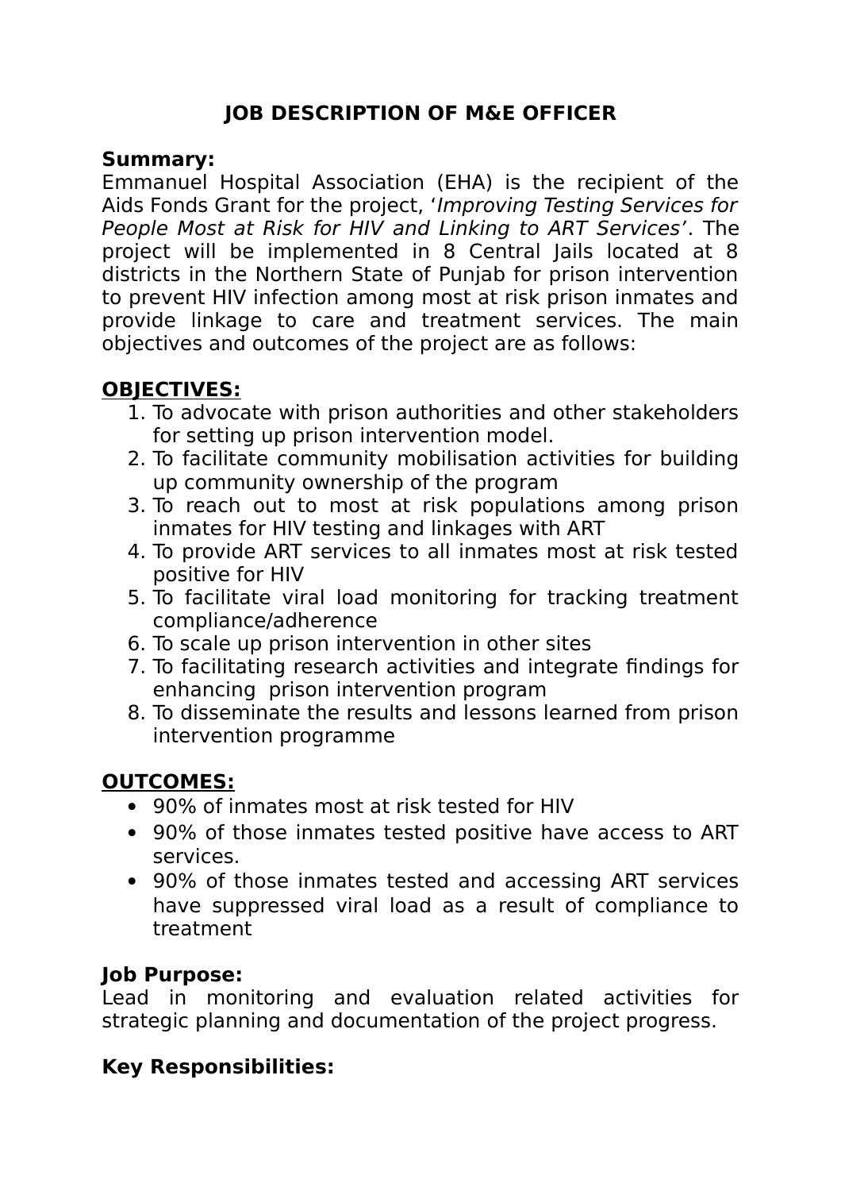# JOB DESCRIPTION OF M&E OFFICER

**Summary:**
Emmanuel Hospital Association (EHA) is the recipient of the Aids Fonds Grant for the project, '*Improving Testing Services for People Most at Risk for HIV and Linking to ART Services*'. The project will be implemented in 8 Central Jails located at 8 districts in the Northern State of Punjab for prison intervention to prevent HIV infection among most at risk prison inmates and provide linkage to care and treatment services. The main objectives and outcomes of the project are as follows:

**OBJECTIVES:**

1. To advocate with prison authorities and other stakeholders for setting up prison intervention model.
2. To facilitate community mobilisation activities for building up community ownership of the program
3. To reach out to most at risk populations among prison inmates for HIV testing and linkages with ART
4. To provide ART services to all inmates most at risk tested positive for HIV
5. To facilitate viral load monitoring for tracking treatment compliance/adherence
6. To scale up prison intervention in other sites
7. To facilitating research activities and integrate findings for enhancing prison intervention program
8. To disseminate the results and lessons learned from prison intervention programme

**OUTCOMES:**

- 90% of inmates most at risk tested for HIV
- 90% of those inmates tested positive have access to ART services.
- 90% of those inmates tested and accessing ART services have suppressed viral load as a result of compliance to treatment

**Job Purpose:**
Lead in monitoring and evaluation related activities for strategic planning and documentation of the project progress.

**Key Responsibilities:**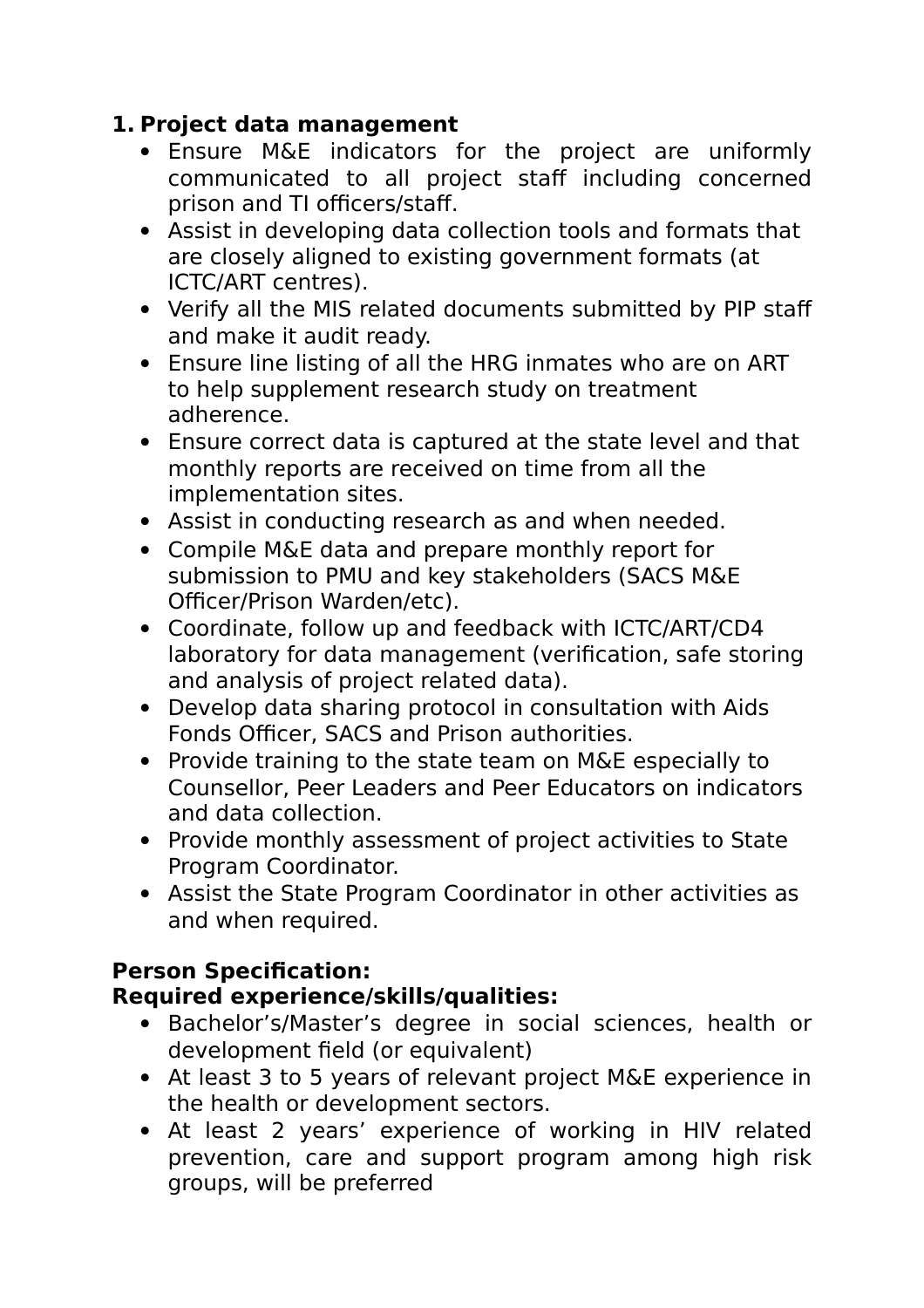1. **Project data management**
    - Ensure M&E indicators for the project are uniformly communicated to all project staff including concerned prison and TI officers/staff.
    - Assist in developing data collection tools and formats that are closely aligned to existing government formats (at ICTC/ART centres).
    - Verify all the MIS related documents submitted by PIP staff and make it audit ready.
    - Ensure line listing of all the HRG inmates who are on ART to help supplement research study on treatment adherence.
    - Ensure correct data is captured at the state level and that monthly reports are received on time from all the implementation sites.
    - Assist in conducting research as and when needed.
    - Compile M&E data and prepare monthly report for submission to PMU and key stakeholders (SACS M&E Officer/Prison Warden/etc).
    - Coordinate, follow up and feedback with ICTC/ART/CD4 laboratory for data management (verification, safe storing and analysis of project related data).
    - Develop data sharing protocol in consultation with Aids Fonds Officer, SACS and Prison authorities.
    - Provide training to the state team on M&E especially to Counsellor, Peer Leaders and Peer Educators on indicators and data collection.
    - Provide monthly assessment of project activities to State Program Coordinator.
    - Assist the State Program Coordinator in other activities as and when required.

**Person Specification:**
**Required experience/skills/qualities:**

- Bachelor's/Master's degree in social sciences, health or development field (or equivalent)
- At least 3 to 5 years of relevant project M&E experience in the health or development sectors.
- At least 2 years' experience of working in HIV related prevention, care and support program among high risk groups, will be preferred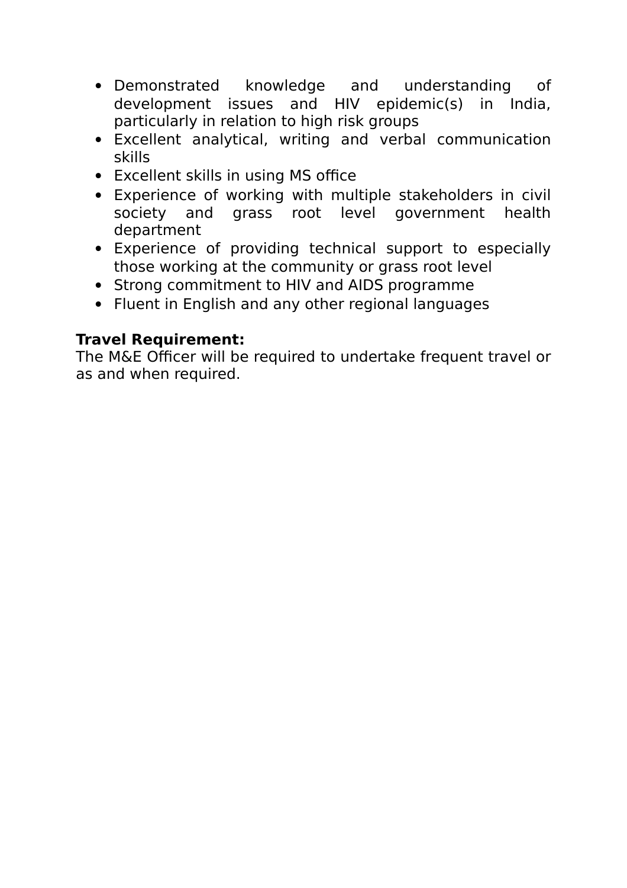- Demonstrated knowledge and understanding of development issues and HIV epidemic(s) in India, particularly in relation to high risk groups
- Excellent analytical, writing and verbal communication skills
- Excellent skills in using MS office
- Experience of working with multiple stakeholders in civil society and grass root level government health department
- Experience of providing technical support to especially those working at the community or grass root level
- Strong commitment to HIV and AIDS programme
- Fluent in English and any other regional languages

**Travel Requirement:**
The M&E Officer will be required to undertake frequent travel or as and when required.